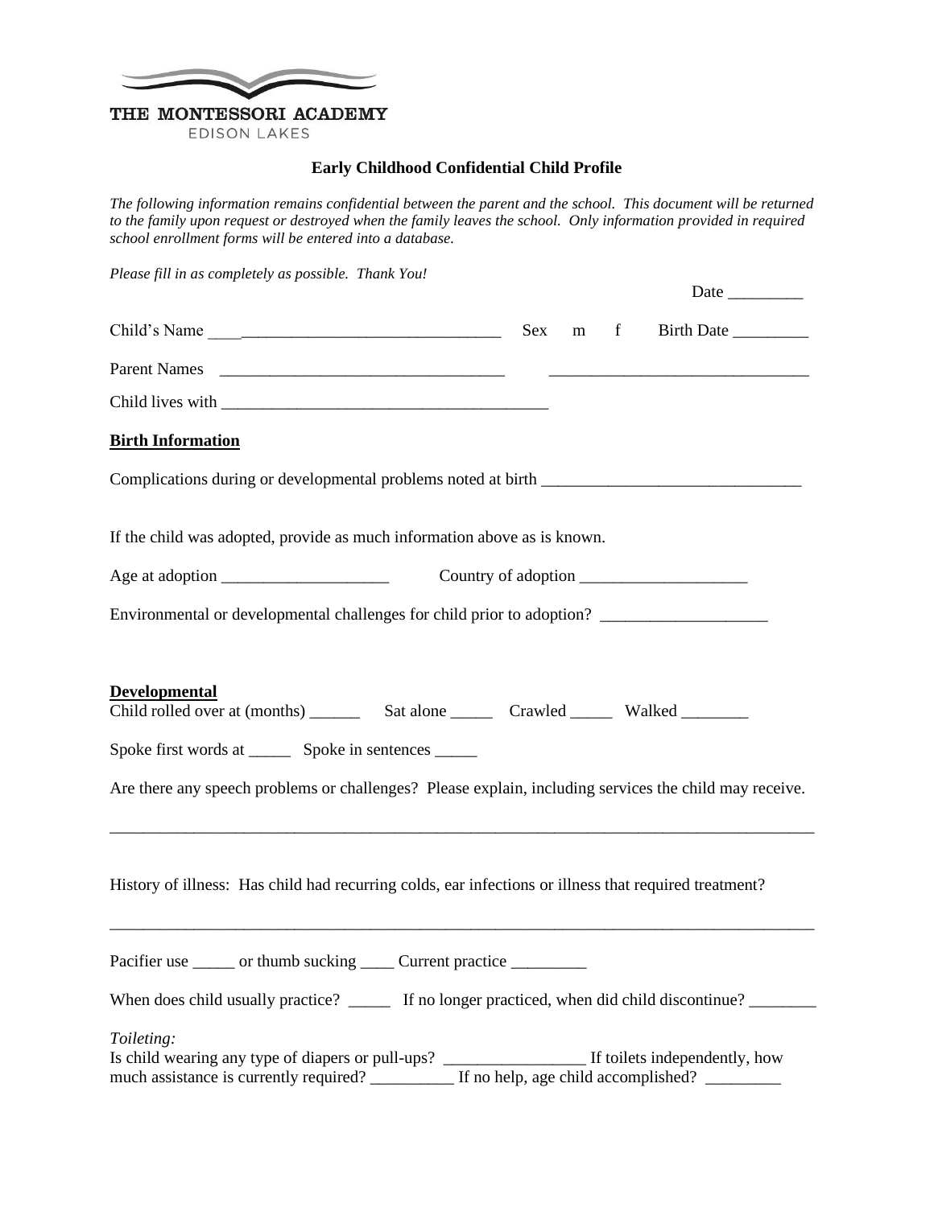THE MONTESSORI ACADEMY
EDISON LAKES

**Early Childhood Confidential Child Profile**

*The following information remains confidential between the parent and the school. This document will be returned to the family upon request or destroyed when the family leaves the school. Only information provided in required school enrollment forms will be entered into a database.*

*Please fill in as completely as possible. Thank You!*

Date _________

Child's Name ____________________________________ Sex m f Birth Date _________

Parent Names __________________________________ ______________________________

Child lives with _______________________________________

**Birth Information**

Complications during or developmental problems noted at birth ______________________________

If the child was adopted, provide as much information above as is known.

Age at adoption ___________________ Country of adoption ___________________

Environmental or developmental challenges for child prior to adoption? ___________________

**Developmental**

Child rolled over at (months) ______ Sat alone _____ Crawled _____ Walked ________

Spoke first words at _____ Spoke in sentences _____

Are there any speech problems or challenges? Please explain, including services the child may receive.

_____________________________________________________________________________________

History of illness: Has child had recurring colds, ear infections or illness that required treatment?

_____________________________________________________________________________________

Pacifier use _____ or thumb sucking ____ Current practice _________

When does child usually practice? _____ If no longer practiced, when did child discontinue? ________

*Toileting:*

Is child wearing any type of diapers or pull-ups? ________________ If toilets independently, how much assistance is currently required? __________ If no help, age child accomplished? _________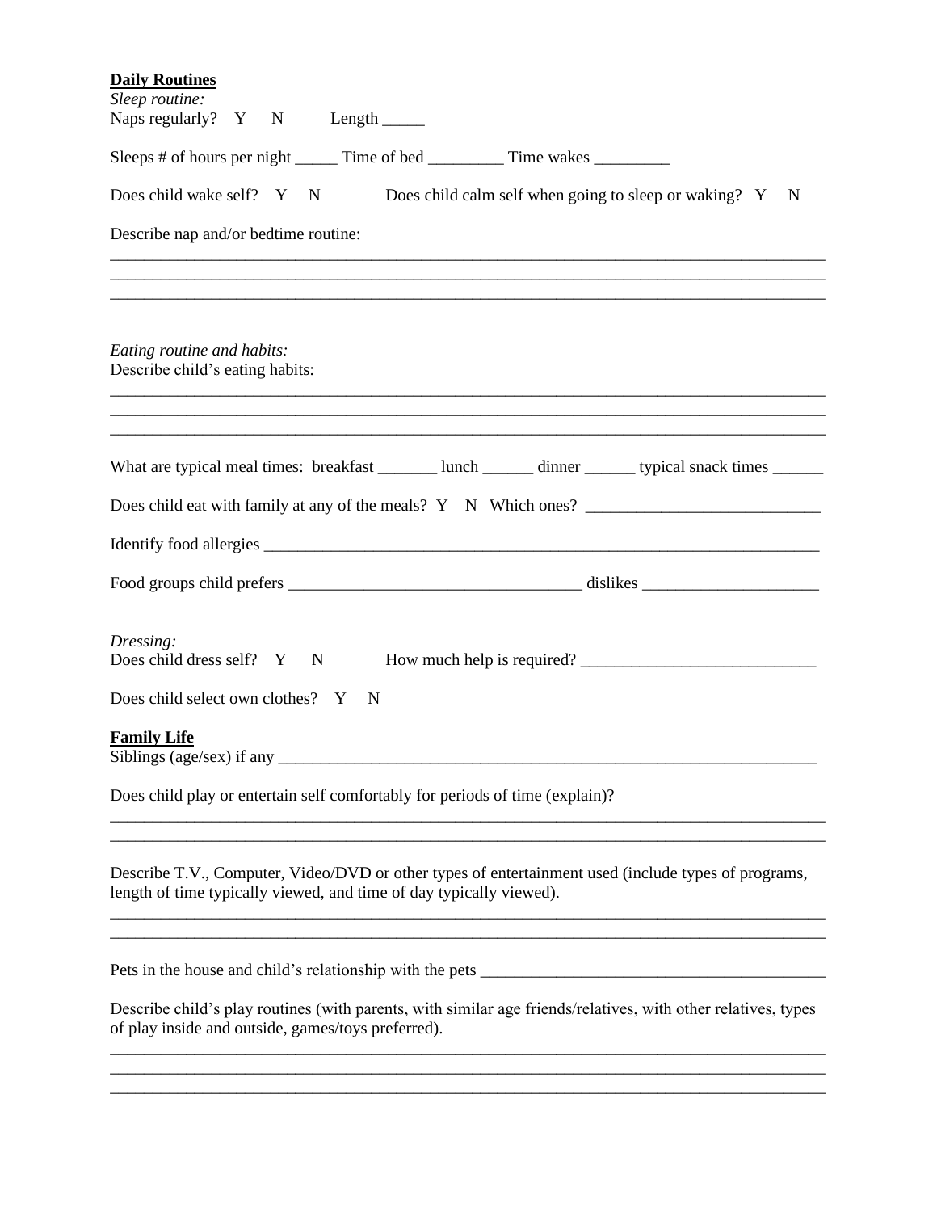**Daily Routines**

*Sleep routine:*

Naps regularly? Y N Length _____

Sleeps # of hours per night _____ Time of bed _________ Time wakes _________

Does child wake self? Y N Does child calm self when going to sleep or waking? Y N

Describe nap and/or bedtime routine:

______________________________________________________________________________
______________________________________________________________________________
______________________________________________________________________________

*Eating routine and habits:*

Describe child's eating habits:

______________________________________________________________________________
______________________________________________________________________________
______________________________________________________________________________

What are typical meal times: breakfast _______ lunch ______ dinner ______ typical snack times ______

Does child eat with family at any of the meals? Y N Which ones? ___________________________

Identify food allergies ____________________________________________________________________

Food groups child prefers __________________________________ dislikes ____________________

*Dressing:*

Does child dress self? Y N How much help is required? ___________________________

Does child select own clothes? Y N

**Family Life**

Siblings (age/sex) if any __________________________________________________________________

Does child play or entertain self comfortably for periods of time (explain)?

______________________________________________________________________________
______________________________________________________________________________

Describe T.V., Computer, Video/DVD or other types of entertainment used (include types of programs, length of time typically viewed, and time of day typically viewed).

______________________________________________________________________________
______________________________________________________________________________

Pets in the house and child's relationship with the pets _________________________________________

Describe child's play routines (with parents, with similar age friends/relatives, with other relatives, types of play inside and outside, games/toys preferred).

______________________________________________________________________________
______________________________________________________________________________
______________________________________________________________________________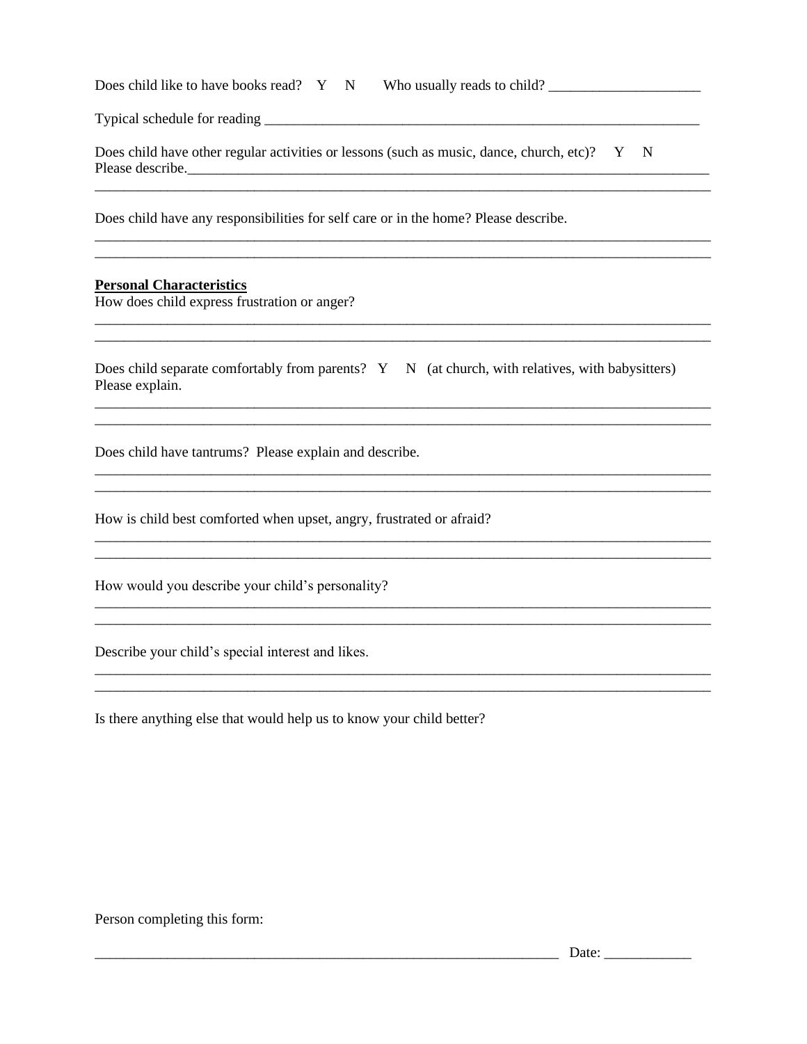Does child like to have books read?   Y   N      Who usually reads to child? _____________________

Typical schedule for reading ____________________________________________________________

Does child have other regular activities or lessons (such as music, dance, church, etc)?   Y   N
Please describe.___________________________________________________________________________
_________________________________________________________________________________________

Does child have any responsibilities for self care or in the home? Please describe.

_________________________________________________________________________________________
_________________________________________________________________________________________

**Personal Characteristics**

How does child express frustration or anger?

_________________________________________________________________________________________
_________________________________________________________________________________________

Does child separate comfortably from parents?   Y   N   (at church, with relatives, with babysitters)
Please explain.

_________________________________________________________________________________________
_________________________________________________________________________________________

Does child have tantrums?  Please explain and describe.

_________________________________________________________________________________________
_________________________________________________________________________________________

How is child best comforted when upset, angry, frustrated or afraid?

_________________________________________________________________________________________
_________________________________________________________________________________________

How would you describe your child's personality?

_________________________________________________________________________________________
_________________________________________________________________________________________

Describe your child's special interest and likes.

_________________________________________________________________________________________
_________________________________________________________________________________________

Is there anything else that would help us to know your child better?

Person completing this form:

__________________________________________________________________   Date: ____________